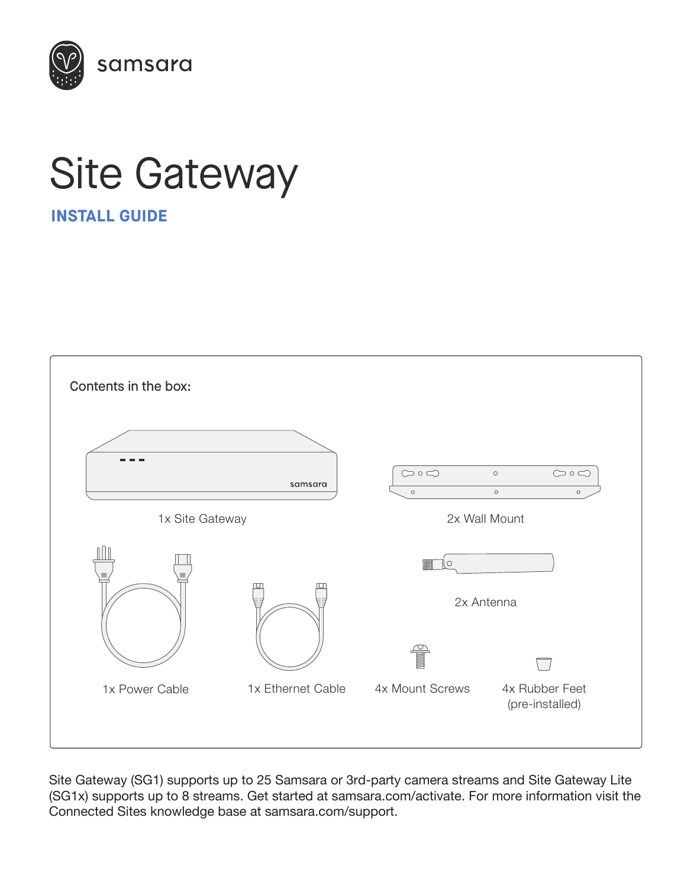samsara

# Site Gateway

## INSTALL GUIDE

Contents in the box:

- 1x Site Gateway
- 2x Wall Mount
- 1x Power Cable
- 1x Ethernet Cable
- 2x Antenna
- 4x Mount Screws
- 4x Rubber Feet (pre-installed)

Site Gateway (SG1) supports up to 25 Samsara or 3rd-party camera streams and Site Gateway Lite (SG1x) supports up to 8 streams. Get started at samsara.com/activate. For more information visit the Connected Sites knowledge base at samsara.com/support.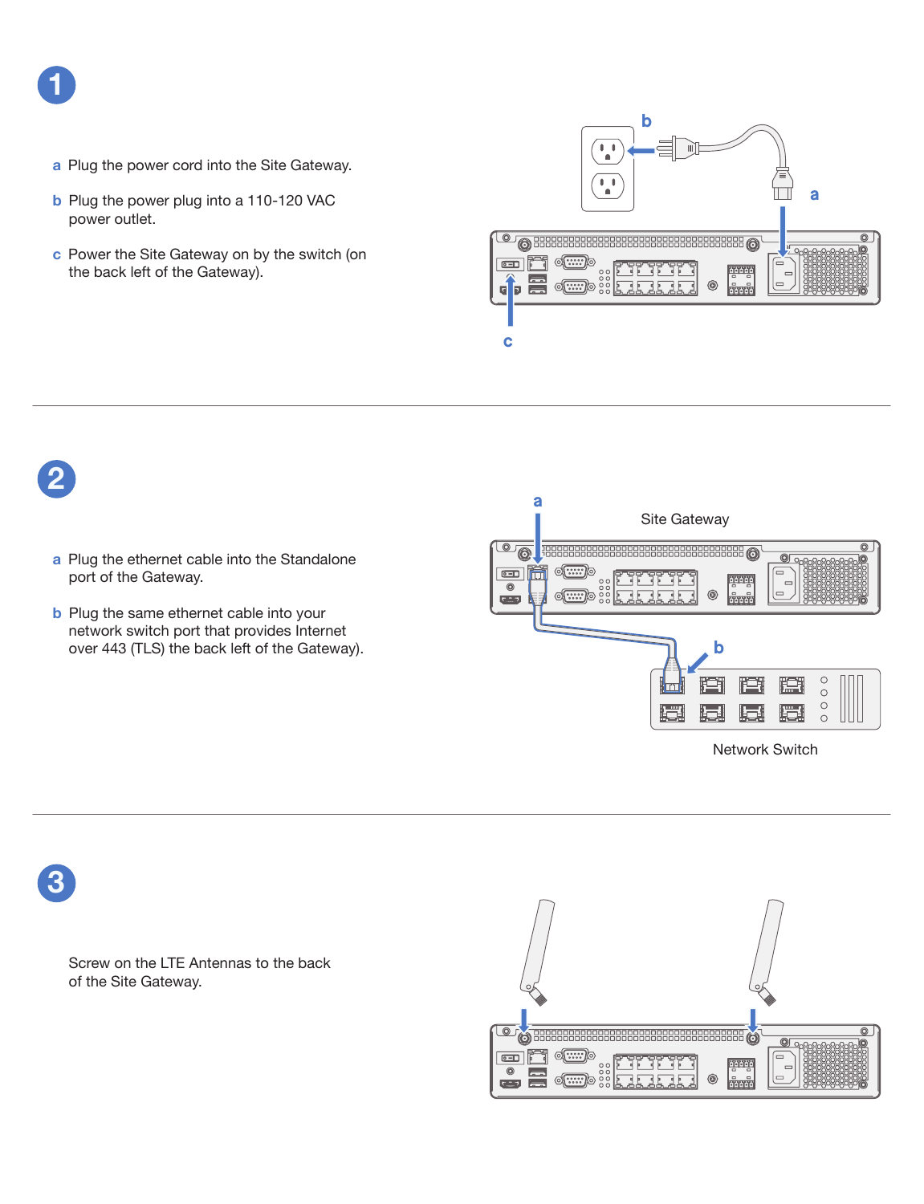## 1

**a** Plug the power cord into the Site Gateway.

**b** Plug the power plug into a 110-120 VAC power outlet.

**c** Power the Site Gateway on by the switch (on the back left of the Gateway).

## 2

**a** Plug the ethernet cable into the Standalone port of the Gateway.

**b** Plug the same ethernet cable into your network switch port that provides Internet over 443 (TLS) the back left of the Gateway).

Site Gateway

Network Switch

## 3

Screw on the LTE Antennas to the back of the Site Gateway.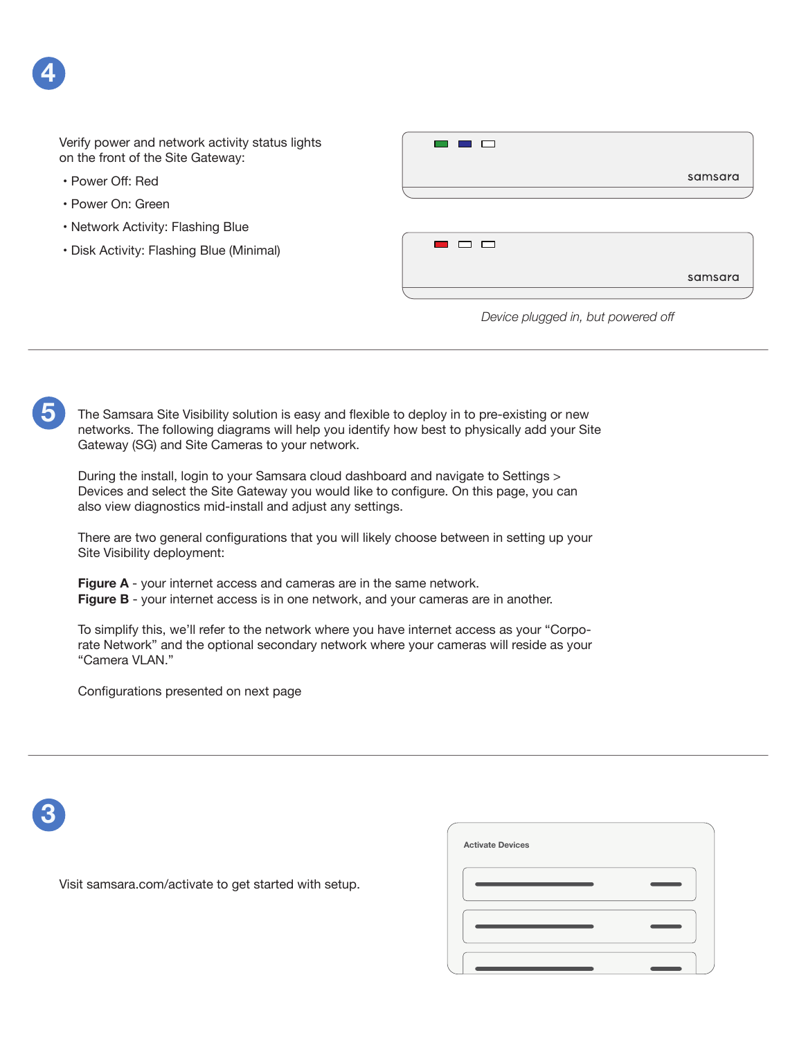## 4

Verify power and network activity status lights on the front of the Site Gateway:

- Power Off: Red
- Power On: Green
- Network Activity: Flashing Blue
- Disk Activity: Flashing Blue (Minimal)

samsara

samsara

*Device plugged in, but powered off*

---

## 5

The Samsara Site Visibility solution is easy and flexible to deploy in to pre-existing or new networks. The following diagrams will help you identify how best to physically add your Site Gateway (SG) and Site Cameras to your network.

During the install, login to your Samsara cloud dashboard and navigate to Settings > Devices and select the Site Gateway you would like to configure. On this page, you can also view diagnostics mid-install and adjust any settings.

There are two general configurations that you will likely choose between in setting up your Site Visibility deployment:

**Figure A** - your internet access and cameras are in the same network.
**Figure B** - your internet access is in one network, and your cameras are in another.

To simplify this, we'll refer to the network where you have internet access as your "Corporate Network" and the optional secondary network where your cameras will reside as your "Camera VLAN."

Configurations presented on next page

---

## 3

Visit samsara.com/activate to get started with setup.

Activate Devices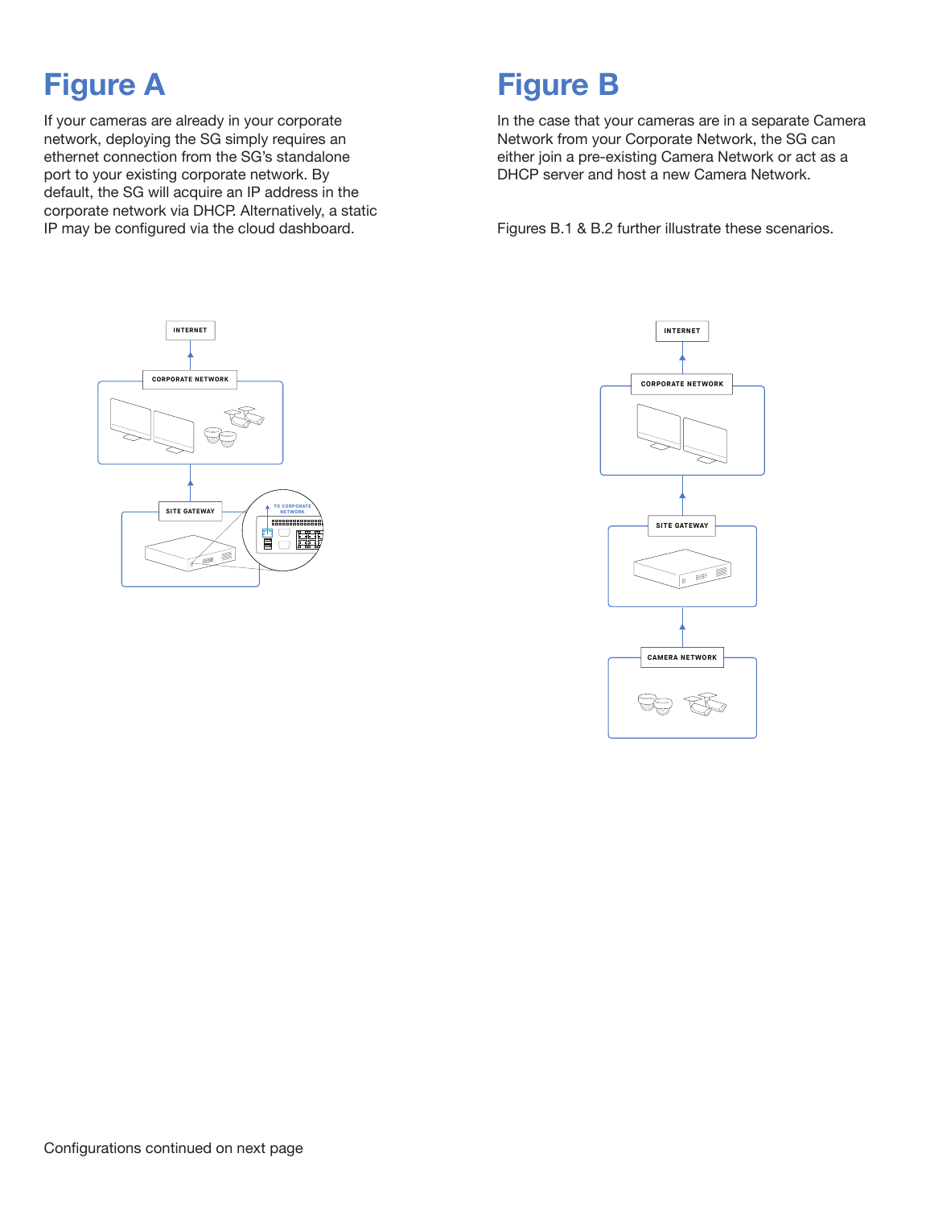# Figure A

If your cameras are already in your corporate network, deploying the SG simply requires an ethernet connection from the SG's standalone port to your existing corporate network. By default, the SG will acquire an IP address in the corporate network via DHCP. Alternatively, a static IP may be configured via the cloud dashboard.

# Figure B

In the case that your cameras are in a separate Camera Network from your Corporate Network, the SG can either join a pre-existing Camera Network or act as a DHCP server and host a new Camera Network.

Figures B.1 & B.2 further illustrate these scenarios.

Configurations continued on next page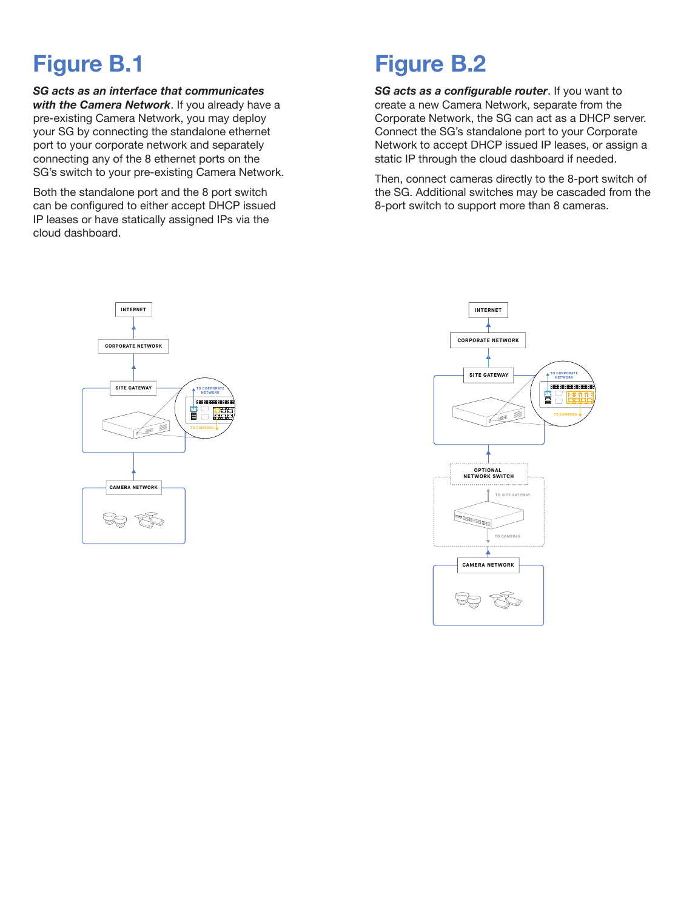# Figure B.1

***SG acts as an interface that communicates with the Camera Network***. If you already have a pre-existing Camera Network, you may deploy your SG by connecting the standalone ethernet port to your corporate network and separately connecting any of the 8 ethernet ports on the SG's switch to your pre-existing Camera Network.

Both the standalone port and the 8 port switch can be configured to either accept DHCP issued IP leases or have statically assigned IPs via the cloud dashboard.

INTERNET

CORPORATE NETWORK

SITE GATEWAY

TO CORPORATE NETWORK

TO CAMERAS

CAMERA NETWORK

# Figure B.2

***SG acts as a configurable router***. If you want to create a new Camera Network, separate from the Corporate Network, the SG can act as a DHCP server. Connect the SG's standalone port to your Corporate Network to accept DHCP issued IP leases, or assign a static IP through the cloud dashboard if needed.

Then, connect cameras directly to the 8-port switch of the SG. Additional switches may be cascaded from the 8-port switch to support more than 8 cameras.

INTERNET

CORPORATE NETWORK

SITE GATEWAY

TO CORPORATE NETWORK

TO CAMERAS

OPTIONAL NETWORK SWITCH

TO SITE GATEWAY

TO CAMERAS

CAMERA NETWORK